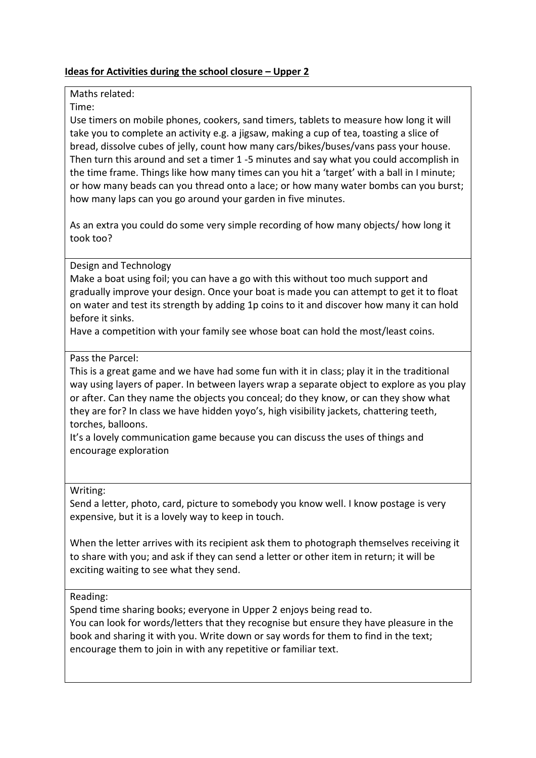**Ideas for Activities during the school closure – Upper 2**

Maths related:

Time:

Use timers on mobile phones, cookers, sand timers, tablets to measure how long it will take you to complete an activity e.g. a jigsaw, making a cup of tea, toasting a slice of bread, dissolve cubes of jelly, count how many cars/bikes/buses/vans pass your house. Then turn this around and set a timer 1 -5 minutes and say what you could accomplish in the time frame. Things like how many times can you hit a 'target' with a ball in I minute; or how many beads can you thread onto a lace; or how many water bombs can you burst; how many laps can you go around your garden in five minutes.

As an extra you could do some very simple recording of how many objects/ how long it took too?

---

Design and Technology

Make a boat using foil; you can have a go with this without too much support and gradually improve your design. Once your boat is made you can attempt to get it to float on water and test its strength by adding 1p coins to it and discover how many it can hold before it sinks.

Have a competition with your family see whose boat can hold the most/least coins.

---

Pass the Parcel:

This is a great game and we have had some fun with it in class; play it in the traditional way using layers of paper. In between layers wrap a separate object to explore as you play or after. Can they name the objects you conceal; do they know, or can they show what they are for? In class we have hidden yoyo's, high visibility jackets, chattering teeth, torches, balloons.

It's a lovely communication game because you can discuss the uses of things and encourage exploration

---

Writing:

Send a letter, photo, card, picture to somebody you know well. I know postage is very expensive, but it is a lovely way to keep in touch.

When the letter arrives with its recipient ask them to photograph themselves receiving it to share with you; and ask if they can send a letter or other item in return; it will be exciting waiting to see what they send.

---

Reading:

Spend time sharing books; everyone in Upper 2 enjoys being read to.

You can look for words/letters that they recognise but ensure they have pleasure in the book and sharing it with you. Write down or say words for them to find in the text; encourage them to join in with any repetitive or familiar text.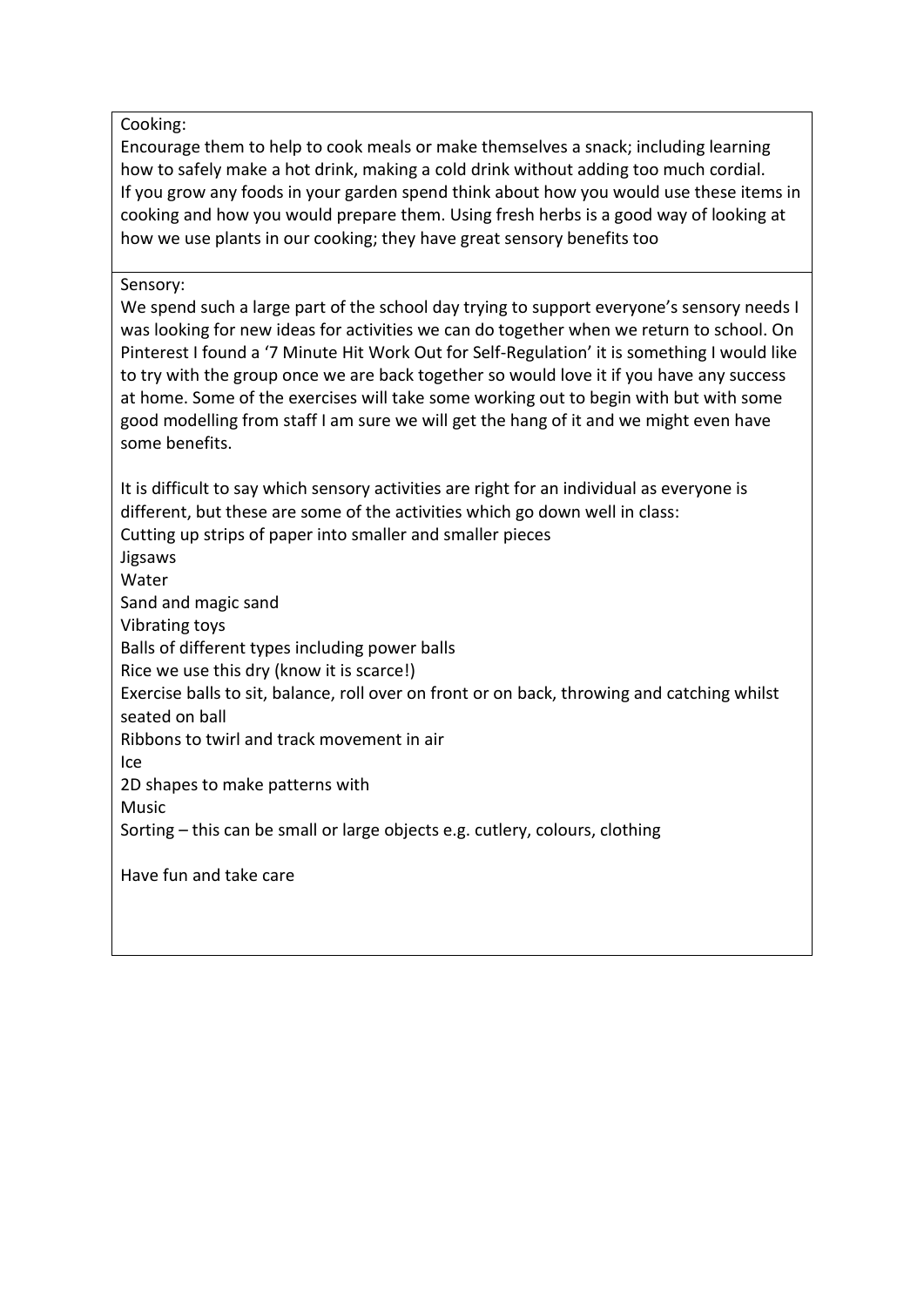Cooking:

Encourage them to help to cook meals or make themselves a snack; including learning how to safely make a hot drink, making a cold drink without adding too much cordial. If you grow any foods in your garden spend think about how you would use these items in cooking and how you would prepare them. Using fresh herbs is a good way of looking at how we use plants in our cooking; they have great sensory benefits too

Sensory:

We spend such a large part of the school day trying to support everyone's sensory needs I was looking for new ideas for activities we can do together when we return to school. On Pinterest I found a '7 Minute Hit Work Out for Self-Regulation' it is something I would like to try with the group once we are back together so would love it if you have any success at home. Some of the exercises will take some working out to begin with but with some good modelling from staff I am sure we will get the hang of it and we might even have some benefits.

It is difficult to say which sensory activities are right for an individual as everyone is different, but these are some of the activities which go down well in class:

Cutting up strips of paper into smaller and smaller pieces
Jigsaws
Water
Sand and magic sand
Vibrating toys
Balls of different types including power balls
Rice we use this dry (know it is scarce!)
Exercise balls to sit, balance, roll over on front or on back, throwing and catching whilst seated on ball
Ribbons to twirl and track movement in air
Ice
2D shapes to make patterns with
Music
Sorting – this can be small or large objects e.g. cutlery, colours, clothing

Have fun and take care